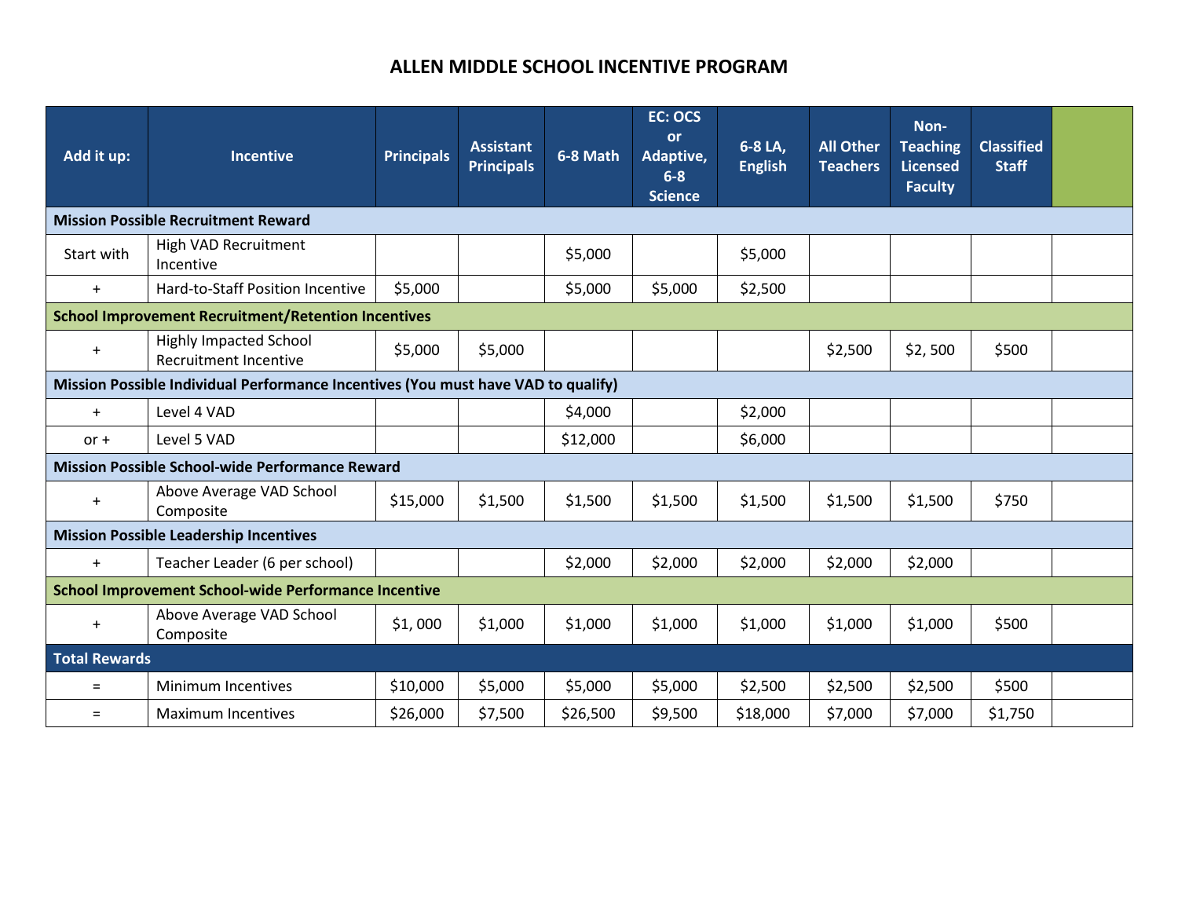# ALLEN MIDDLE SCHOOL INCENTIVE PROGRAM

| Add it up: | Incentive | Principals | Assistant Principals | 6-8 Math | EC: OCS or Adaptive, 6-8 Science | 6-8 LA, English | All Other Teachers | Non-Teaching Licensed Faculty | Classified Staff | |
|---|---|---|---|---|---|---|---|---|---|---|
| **Mission Possible Recruitment Reward** | | | | | | | | | | |
| Start with | High VAD Recruitment Incentive | | | $5,000 | | $5,000 | | | | |
| + | Hard-to-Staff Position Incentive | $5,000 | | $5,000 | $5,000 | $2,500 | | | | |
| **School Improvement Recruitment/Retention Incentives** | | | | | | | | | | |
| + | Highly Impacted School Recruitment Incentive | $5,000 | $5,000 | | | | $2,500 | $2, 500 | $500 | |
| **Mission Possible Individual Performance Incentives (You must have VAD to qualify)** | | | | | | | | | | |
| + | Level 4 VAD | | | $4,000 | | $2,000 | | | | |
| or + | Level 5 VAD | | | $12,000 | | $6,000 | | | | |
| **Mission Possible School-wide Performance Reward** | | | | | | | | | | |
| + | Above Average VAD School Composite | $15,000 | $1,500 | $1,500 | $1,500 | $1,500 | $1,500 | $1,500 | $750 | |
| **Mission Possible Leadership Incentives** | | | | | | | | | | |
| + | Teacher Leader (6 per school) | | | $2,000 | $2,000 | $2,000 | $2,000 | $2,000 | | |
| **School Improvement School-wide Performance Incentive** | | | | | | | | | | |
| + | Above Average VAD School Composite | $1, 000 | $1,000 | $1,000 | $1,000 | $1,000 | $1,000 | $1,000 | $500 | |
| **Total Rewards** | | | | | | | | | | |
| = | Minimum Incentives | $10,000 | $5,000 | $5,000 | $5,000 | $2,500 | $2,500 | $2,500 | $500 | |
| = | Maximum Incentives | $26,000 | $7,500 | $26,500 | $9,500 | $18,000 | $7,000 | $7,000 | $1,750 | |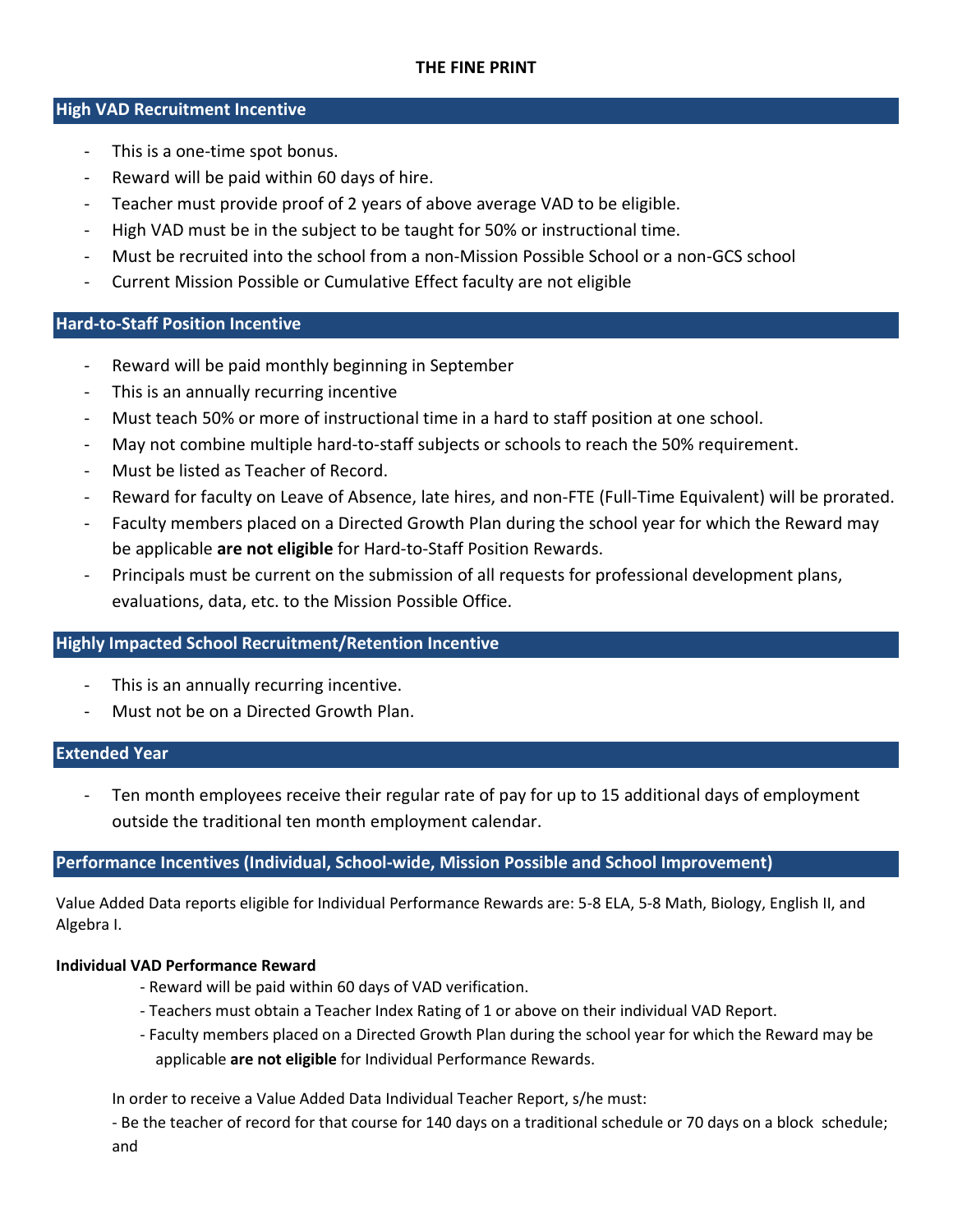# THE FINE PRINT

## High VAD Recruitment Incentive

- This is a one-time spot bonus.
- Reward will be paid within 60 days of hire.
- Teacher must provide proof of 2 years of above average VAD to be eligible.
- High VAD must be in the subject to be taught for 50% or instructional time.
- Must be recruited into the school from a non-Mission Possible School or a non-GCS school
- Current Mission Possible or Cumulative Effect faculty are not eligible

## Hard-to-Staff Position Incentive

- Reward will be paid monthly beginning in September
- This is an annually recurring incentive
- Must teach 50% or more of instructional time in a hard to staff position at one school.
- May not combine multiple hard-to-staff subjects or schools to reach the 50% requirement.
- Must be listed as Teacher of Record.
- Reward for faculty on Leave of Absence, late hires, and non-FTE (Full-Time Equivalent) will be prorated.
- Faculty members placed on a Directed Growth Plan during the school year for which the Reward may be applicable **are not eligible** for Hard-to-Staff Position Rewards.
- Principals must be current on the submission of all requests for professional development plans, evaluations, data, etc. to the Mission Possible Office.

## Highly Impacted School Recruitment/Retention Incentive

- This is an annually recurring incentive.
- Must not be on a Directed Growth Plan.

## Extended Year

- Ten month employees receive their regular rate of pay for up to 15 additional days of employment outside the traditional ten month employment calendar.

## Performance Incentives (Individual, School-wide, Mission Possible and School Improvement)

Value Added Data reports eligible for Individual Performance Rewards are: 5-8 ELA, 5-8 Math, Biology, English II, and Algebra I.

**Individual VAD Performance Reward**

- Reward will be paid within 60 days of VAD verification.
- Teachers must obtain a Teacher Index Rating of 1 or above on their individual VAD Report.
- Faculty members placed on a Directed Growth Plan during the school year for which the Reward may be applicable **are not eligible** for Individual Performance Rewards.

In order to receive a Value Added Data Individual Teacher Report, s/he must:

- Be the teacher of record for that course for 140 days on a traditional schedule or 70 days on a block schedule; and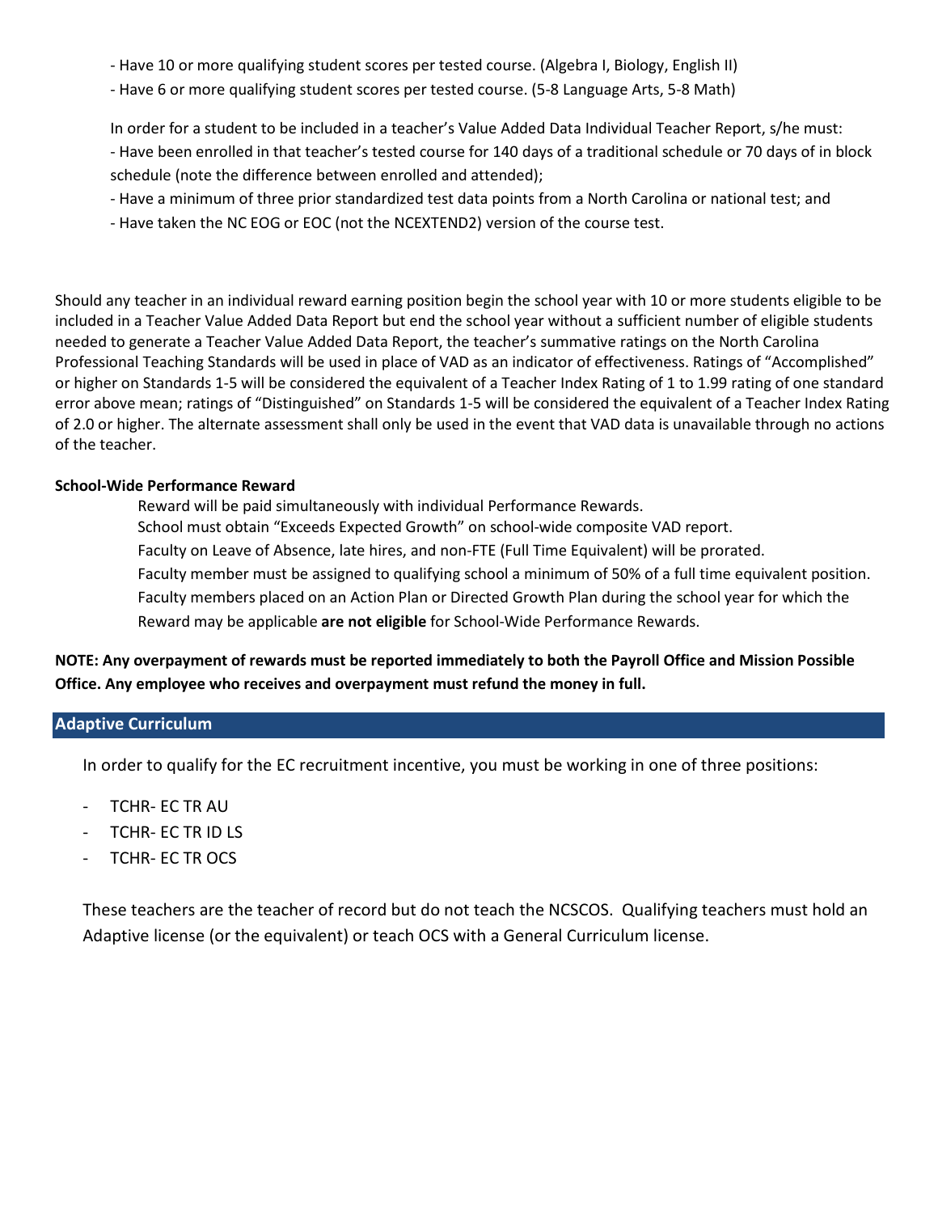- Have 10 or more qualifying student scores per tested course. (Algebra I, Biology, English II)
- Have 6 or more qualifying student scores per tested course. (5-8 Language Arts, 5-8 Math)

In order for a student to be included in a teacher's Value Added Data Individual Teacher Report, s/he must:

- Have been enrolled in that teacher's tested course for 140 days of a traditional schedule or 70 days of in block schedule (note the difference between enrolled and attended);
- Have a minimum of three prior standardized test data points from a North Carolina or national test; and
- Have taken the NC EOG or EOC (not the NCEXTEND2) version of the course test.

Should any teacher in an individual reward earning position begin the school year with 10 or more students eligible to be included in a Teacher Value Added Data Report but end the school year without a sufficient number of eligible students needed to generate a Teacher Value Added Data Report, the teacher's summative ratings on the North Carolina Professional Teaching Standards will be used in place of VAD as an indicator of effectiveness. Ratings of "Accomplished" or higher on Standards 1-5 will be considered the equivalent of a Teacher Index Rating of 1 to 1.99 rating of one standard error above mean; ratings of "Distinguished" on Standards 1-5 will be considered the equivalent of a Teacher Index Rating of 2.0 or higher. The alternate assessment shall only be used in the event that VAD data is unavailable through no actions of the teacher.

**School-Wide Performance Reward**

Reward will be paid simultaneously with individual Performance Rewards.
School must obtain "Exceeds Expected Growth" on school-wide composite VAD report.
Faculty on Leave of Absence, late hires, and non-FTE (Full Time Equivalent) will be prorated.
Faculty member must be assigned to qualifying school a minimum of 50% of a full time equivalent position.
Faculty members placed on an Action Plan or Directed Growth Plan during the school year for which the Reward may be applicable **are not eligible** for School-Wide Performance Rewards.

**NOTE: Any overpayment of rewards must be reported immediately to both the Payroll Office and Mission Possible Office. Any employee who receives and overpayment must refund the money in full.**

## Adaptive Curriculum

In order to qualify for the EC recruitment incentive, you must be working in one of three positions:

- TCHR- EC TR AU
- TCHR- EC TR ID LS
- TCHR- EC TR OCS

These teachers are the teacher of record but do not teach the NCSCOS. Qualifying teachers must hold an Adaptive license (or the equivalent) or teach OCS with a General Curriculum license.